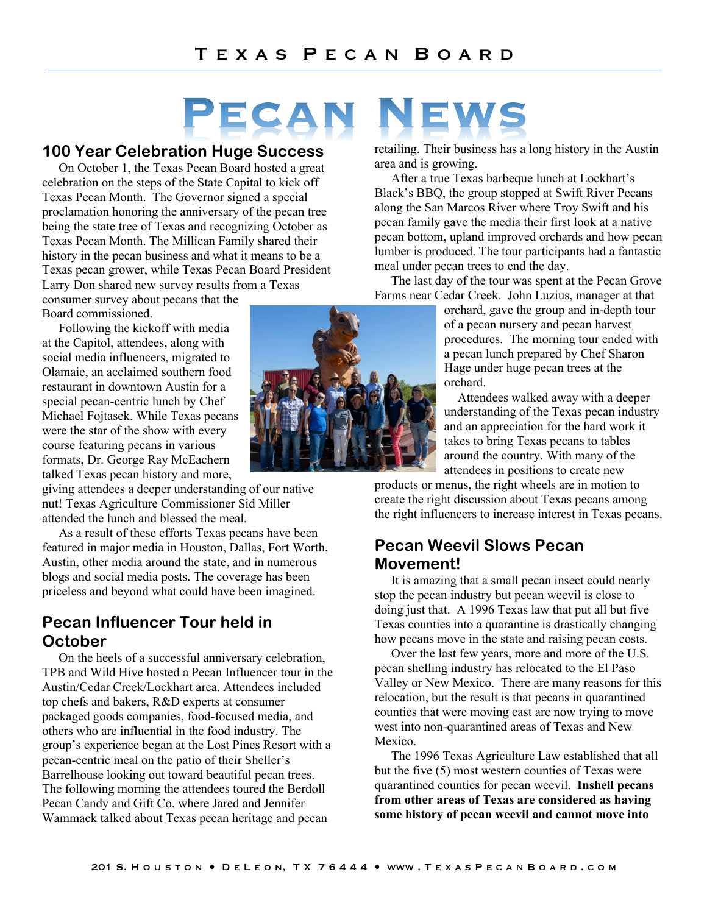# Texas Pecan Board

# Pecan News

## 100 Year Celebration Huge Success

On October 1, the Texas Pecan Board hosted a great celebration on the steps of the State Capital to kick off Texas Pecan Month. The Governor signed a special proclamation honoring the anniversary of the pecan tree being the state tree of Texas and recognizing October as Texas Pecan Month. The Millican Family shared their history in the pecan business and what it means to be a Texas pecan grower, while Texas Pecan Board President Larry Don shared new survey results from a Texas consumer survey about pecans that the Board commissioned.

Following the kickoff with media at the Capitol, attendees, along with social media influencers, migrated to Olamaie, an acclaimed southern food restaurant in downtown Austin for a special pecan-centric lunch by Chef Michael Fojtasek. While Texas pecans were the star of the show with every course featuring pecans in various formats, Dr. George Ray McEachern talked Texas pecan history and more, giving attendees a deeper understanding of our native nut! Texas Agriculture Commissioner Sid Miller attended the lunch and blessed the meal.

As a result of these efforts Texas pecans have been featured in major media in Houston, Dallas, Fort Worth, Austin, other media around the state, and in numerous blogs and social media posts. The coverage has been priceless and beyond what could have been imagined.

## Pecan Influencer Tour held in October

On the heels of a successful anniversary celebration, TPB and Wild Hive hosted a Pecan Influencer tour in the Austin/Cedar Creek/Lockhart area. Attendees included top chefs and bakers, R&D experts at consumer packaged goods companies, food-focused media, and others who are influential in the food industry. The group's experience began at the Lost Pines Resort with a pecan-centric meal on the patio of their Sheller's Barrelhouse looking out toward beautiful pecan trees. The following morning the attendees toured the Berdoll Pecan Candy and Gift Co. where Jared and Jennifer Wammack talked about Texas pecan heritage and pecan retailing. Their business has a long history in the Austin area and is growing.

After a true Texas barbeque lunch at Lockhart's Black's BBQ, the group stopped at Swift River Pecans along the San Marcos River where Troy Swift and his pecan family gave the media their first look at a native pecan bottom, upland improved orchards and how pecan lumber is produced. The tour participants had a fantastic meal under pecan trees to end the day.

The last day of the tour was spent at the Pecan Grove Farms near Cedar Creek. John Luzius, manager at that orchard, gave the group and in-depth tour of a pecan nursery and pecan harvest procedures. The morning tour ended with a pecan lunch prepared by Chef Sharon Hage under huge pecan trees at the orchard.

Attendees walked away with a deeper understanding of the Texas pecan industry and an appreciation for the hard work it takes to bring Texas pecans to tables around the country. With many of the attendees in positions to create new products or menus, the right wheels are in motion to create the right discussion about Texas pecans among the right influencers to increase interest in Texas pecans.

## Pecan Weevil Slows Pecan Movement!

It is amazing that a small pecan insect could nearly stop the pecan industry but pecan weevil is close to doing just that. A 1996 Texas law that put all but five Texas counties into a quarantine is drastically changing how pecans move in the state and raising pecan costs.

Over the last few years, more and more of the U.S. pecan shelling industry has relocated to the El Paso Valley or New Mexico. There are many reasons for this relocation, but the result is that pecans in quarantined counties that were moving east are now trying to move west into non-quarantined areas of Texas and New Mexico.

The 1996 Texas Agriculture Law established that all but the five (5) most western counties of Texas were quarantined counties for pecan weevil. **Inshell pecans from other areas of Texas are considered as having some history of pecan weevil and cannot move into**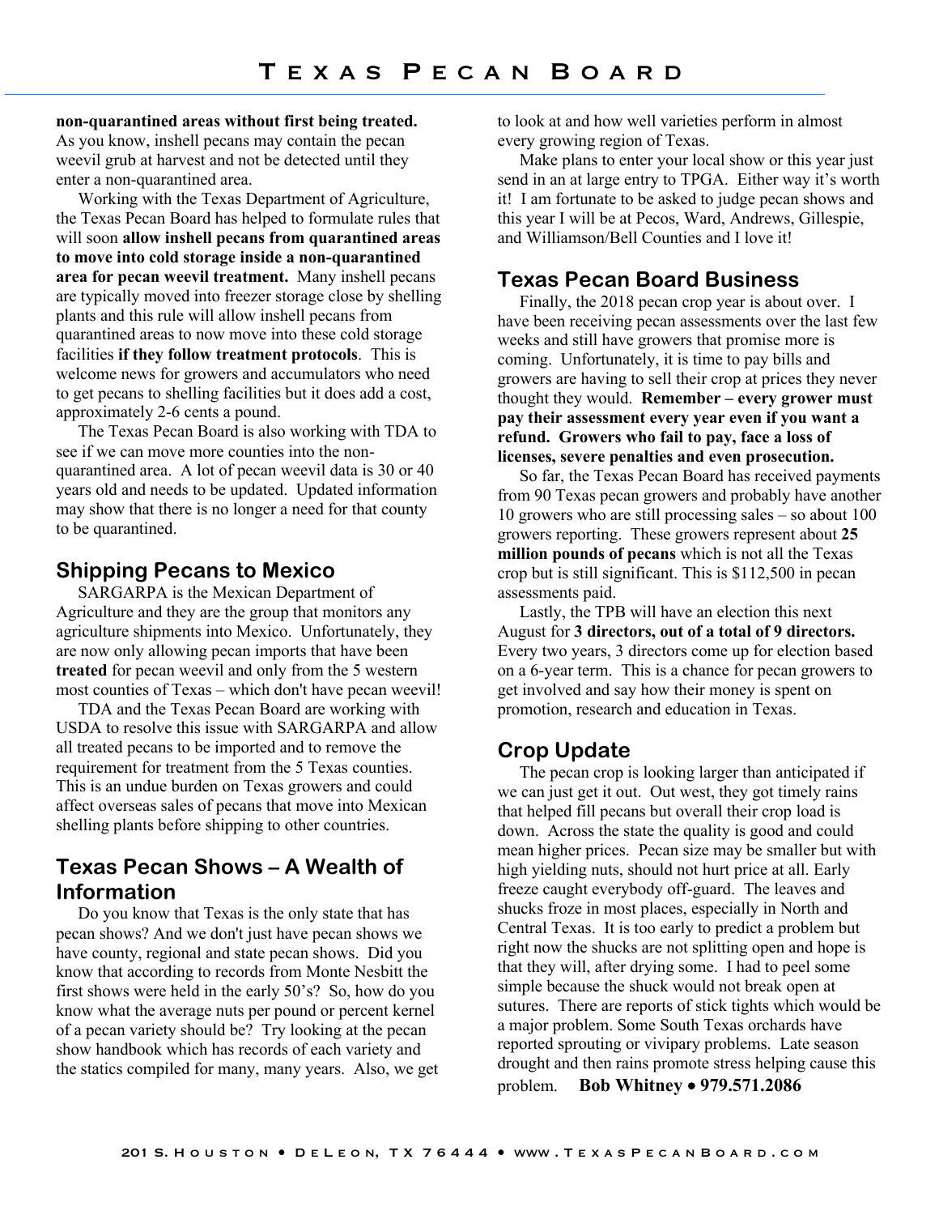**non-quarantined areas without first being treated.** As you know, inshell pecans may contain the pecan weevil grub at harvest and not be detected until they enter a non-quarantined area.

Working with the Texas Department of Agriculture, the Texas Pecan Board has helped to formulate rules that will soon **allow inshell pecans from quarantined areas to move into cold storage inside a non-quarantined area for pecan weevil treatment.** Many inshell pecans are typically moved into freezer storage close by shelling plants and this rule will allow inshell pecans from quarantined areas to now move into these cold storage facilities **if they follow treatment protocols**. This is welcome news for growers and accumulators who need to get pecans to shelling facilities but it does add a cost, approximately 2-6 cents a pound.

The Texas Pecan Board is also working with TDA to see if we can move more counties into the non-quarantined area. A lot of pecan weevil data is 30 or 40 years old and needs to be updated. Updated information may show that there is no longer a need for that county to be quarantined.

## Shipping Pecans to Mexico

SARGARPA is the Mexican Department of Agriculture and they are the group that monitors any agriculture shipments into Mexico. Unfortunately, they are now only allowing pecan imports that have been **treated** for pecan weevil and only from the 5 western most counties of Texas – which don't have pecan weevil!

TDA and the Texas Pecan Board are working with USDA to resolve this issue with SARGARPA and allow all treated pecans to be imported and to remove the requirement for treatment from the 5 Texas counties. This is an undue burden on Texas growers and could affect overseas sales of pecans that move into Mexican shelling plants before shipping to other countries.

## Texas Pecan Shows – A Wealth of Information

Do you know that Texas is the only state that has pecan shows? And we don't just have pecan shows we have county, regional and state pecan shows. Did you know that according to records from Monte Nesbitt the first shows were held in the early 50's? So, how do you know what the average nuts per pound or percent kernel of a pecan variety should be? Try looking at the pecan show handbook which has records of each variety and the statics compiled for many, many years. Also, we get to look at and how well varieties perform in almost every growing region of Texas.

Make plans to enter your local show or this year just send in an at large entry to TPGA. Either way it's worth it! I am fortunate to be asked to judge pecan shows and this year I will be at Pecos, Ward, Andrews, Gillespie, and Williamson/Bell Counties and I love it!

## Texas Pecan Board Business

Finally, the 2018 pecan crop year is about over. I have been receiving pecan assessments over the last few weeks and still have growers that promise more is coming. Unfortunately, it is time to pay bills and growers are having to sell their crop at prices they never thought they would. **Remember – every grower must pay their assessment every year even if you want a refund. Growers who fail to pay, face a loss of licenses, severe penalties and even prosecution.**

So far, the Texas Pecan Board has received payments from 90 Texas pecan growers and probably have another 10 growers who are still processing sales – so about 100 growers reporting. These growers represent about **25 million pounds of pecans** which is not all the Texas crop but is still significant. This is $112,500 in pecan assessments paid.

Lastly, the TPB will have an election this next August for **3 directors, out of a total of 9 directors.** Every two years, 3 directors come up for election based on a 6-year term. This is a chance for pecan growers to get involved and say how their money is spent on promotion, research and education in Texas.

## Crop Update

The pecan crop is looking larger than anticipated if we can just get it out. Out west, they got timely rains that helped fill pecans but overall their crop load is down. Across the state the quality is good and could mean higher prices. Pecan size may be smaller but with high yielding nuts, should not hurt price at all. Early freeze caught everybody off-guard. The leaves and shucks froze in most places, especially in North and Central Texas. It is too early to predict a problem but right now the shucks are not splitting open and hope is that they will, after drying some. I had to peel some simple because the shuck would not break open at sutures. There are reports of stick tights which would be a major problem. Some South Texas orchards have reported sprouting or vivipary problems. Late season drought and then rains promote stress helping cause this problem. **Bob Whitney • 979.571.2086**